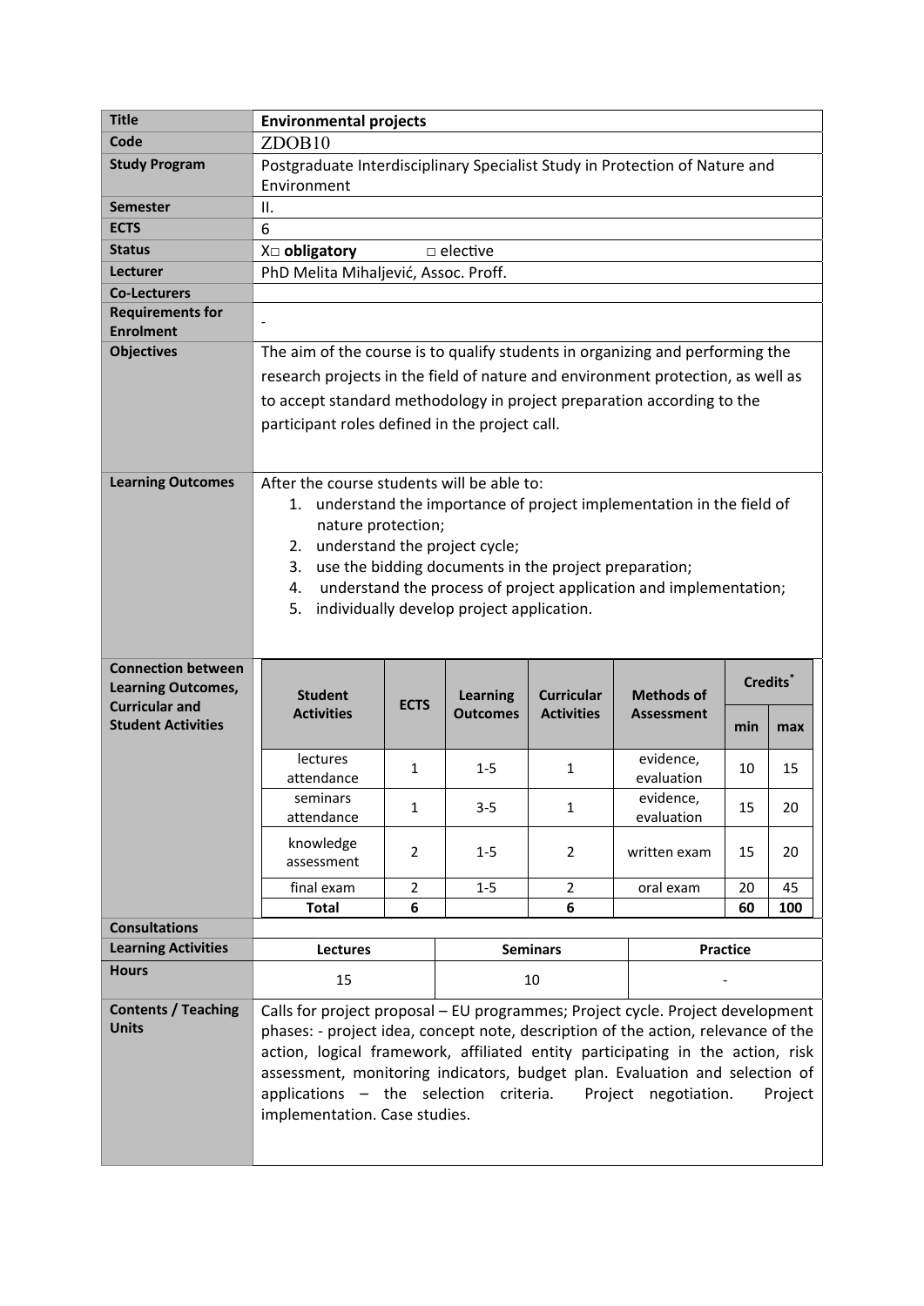| **Title** | **Environmental projects** |
|---|---|
| **Code** | ZDOB10 |
| **Study Program** | Postgraduate Interdisciplinary Specialist Study in Protection of Nature and Environment |
| **Semester** | II. |
| **ECTS** | 6 |
| **Status** | X□ **obligatory** □ elective |
| **Lecturer** | PhD Melita Mihaljević, Assoc. Proff. |
| **Co-Lecturers** | |
| **Requirements for Enrolment** | - |
| **Objectives** | The aim of the course is to qualify students in organizing and performing the research projects in the field of nature and environment protection, as well as to accept standard methodology in project preparation according to the participant roles defined in the project call. |
| **Learning Outcomes** | After the course students will be able to:<br>1. understand the importance of project implementation in the field of nature protection;<br>2. understand the project cycle;<br>3. use the bidding documents in the project preparation;<br>4. understand the process of project application and implementation;<br>5. individually develop project application. |

**Connection between Learning Outcomes, Curricular and Student Activities**

| Student Activities | ECTS | Learning Outcomes | Curricular Activities | Methods of Assessment | Credits* | |
|---|---|---|---|---|---|---|
| | | | | | min | max |
| lectures attendance | 1 | 1-5 | 1 | evidence, evaluation | 10 | 15 |
| seminars attendance | 1 | 3-5 | 1 | evidence, evaluation | 15 | 20 |
| knowledge assessment | 2 | 1-5 | 2 | written exam | 15 | 20 |
| final exam | 2 | 1-5 | 2 | oral exam | 20 | 45 |
| **Total** | **6** | | 6 | | **60** | **100** |

| **Consultations** | | | |
|---|---|---|---|
| **Learning Activities** | **Lectures** | **Seminars** | **Practice** |
| **Hours** | 15 | 10 | - |

| **Contents / Teaching Units** | Calls for project proposal – EU programmes; Project cycle. Project development phases: - project idea, concept note, description of the action, relevance of the action, logical framework, affiliated entity participating in the action, risk assessment, monitoring indicators, budget plan. Evaluation and selection of applications – the selection criteria. Project negotiation. Project implementation. Case studies. |
|---|---|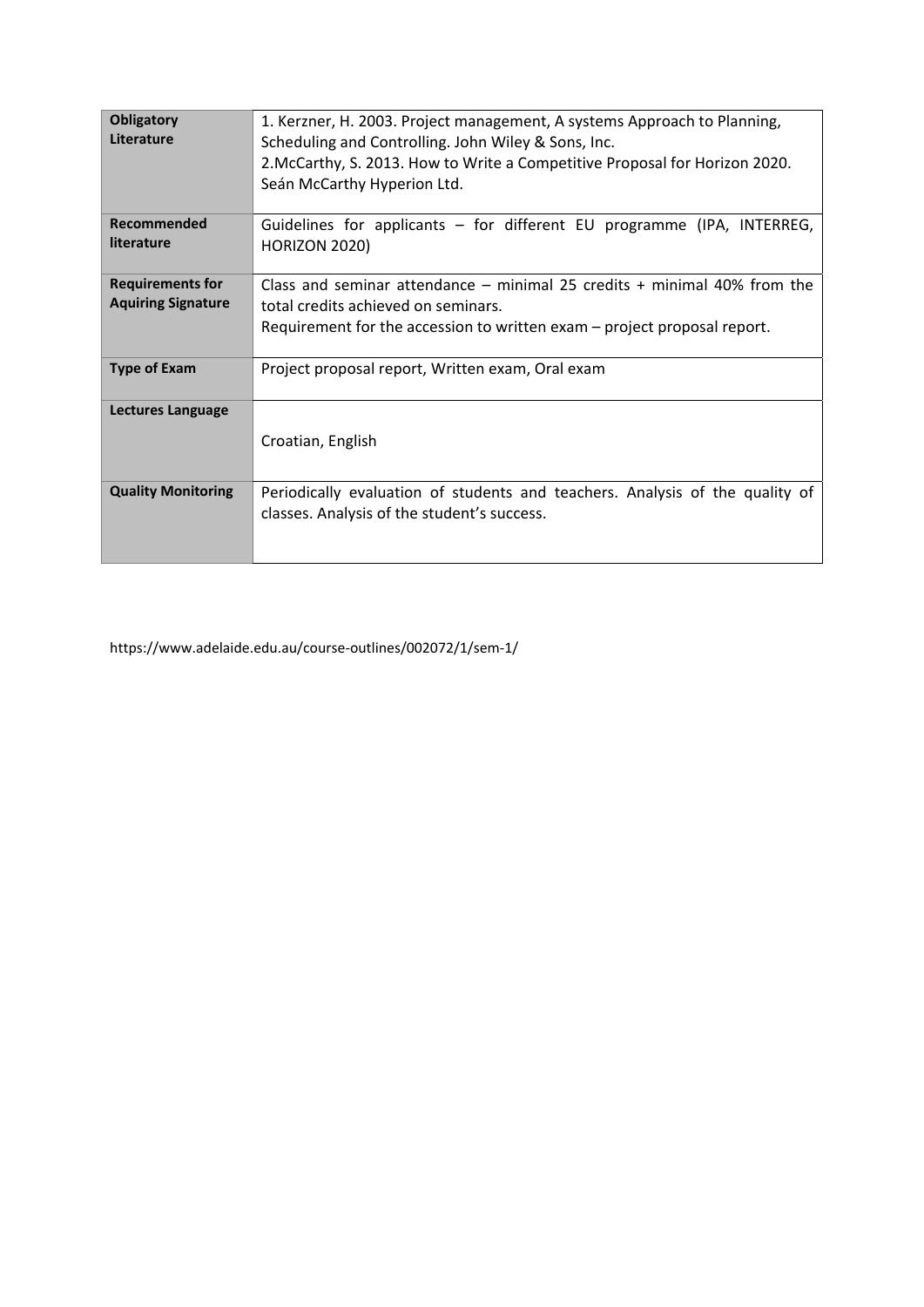| | |
|---|---|
| **Obligatory Literature** | 1. Kerzner, H. 2003. Project management, A systems Approach to Planning, Scheduling and Controlling. John Wiley & Sons, Inc.<br>2.McCarthy, S. 2013. How to Write a Competitive Proposal for Horizon 2020. Seán McCarthy Hyperion Ltd. |
| **Recommended literature** | Guidelines for applicants – for different EU programme (IPA, INTERREG, HORIZON 2020) |
| **Requirements for Aquiring Signature** | Class and seminar attendance – minimal 25 credits + minimal 40% from the total credits achieved on seminars.<br>Requirement for the accession to written exam – project proposal report. |
| **Type of Exam** | Project proposal report, Written exam, Oral exam |
| **Lectures Language** | Croatian, English |
| **Quality Monitoring** | Periodically evaluation of students and teachers. Analysis of the quality of classes. Analysis of the student's success. |

https://www.adelaide.edu.au/course-outlines/002072/1/sem-1/